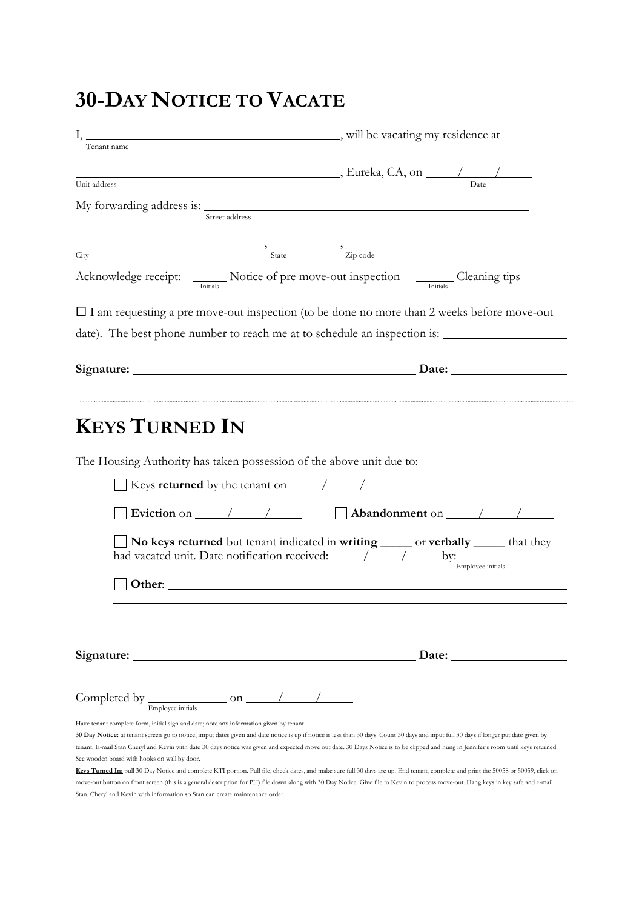# 30-Day Notice to Vacate

I, ______________________________, will be vacating my residence at
Tenant name

______________________________, Eureka, CA, on ____/____/____
Unit address                                                                 Date

My forwarding address is: ______________________________
Street address

______________________, __________, ______________
City                                    State            Zip code

Acknowledge receipt: ______ Notice of pre move-out inspection ______ Cleaning tips
Initials                                                                 Initials

☐ I am requesting a pre move-out inspection (to be done no more than 2 weeks before move-out date). The best phone number to reach me at to schedule an inspection is: ______________

**Signature:** ______________________________ **Date:** ______________

---

# Keys Turned In

The Housing Authority has taken possession of the above unit due to:

- ☐ Keys **returned** by the tenant on ____/____/____
- ☐ **Eviction** on ____/____/____ ☐ **Abandonment** on ____/____/____
- ☐ **No keys returned** but tenant indicated in **writing** _____ or **verbally** _____ that they had vacated unit. Date notification received: ____/____/____ by: ______________
  Employee initials
- ☐ **Other**: ______________________________

______________________________

______________________________

**Signature:** ______________________________ **Date:** ______________

Completed by ______________ on ____/____/____
Employee initials

Have tenant complete form, initial sign and date; note any information given by tenant.

**30 Day Notice:** at tenant screen go to notice, imput dates given and date notice is up if notice is less than 30 days. Count 30 days and input full 30 days if longer put date given by tenant. E-mail Stan Cheryl and Kevin with date 30 days notice was given and expected move out date. 30 Days Notice is to be clipped and hung in Jennifer's room until keys returned. See wooden board with hooks on wall by door.

**Keys Turned In:** pull 30 Day Notice and complete KTI portion. Pull file, check dates, and make sure full 30 days are up. End tenant, complete and print the 50058 or 50059, click on move-out button on front screen (this is a general description for PH) file down along with 30 Day Notice. Give file to Kevin to process move-out. Hang keys in key safe and e-mail Stan, Cheryl and Kevin with information so Stan can create maintenance order.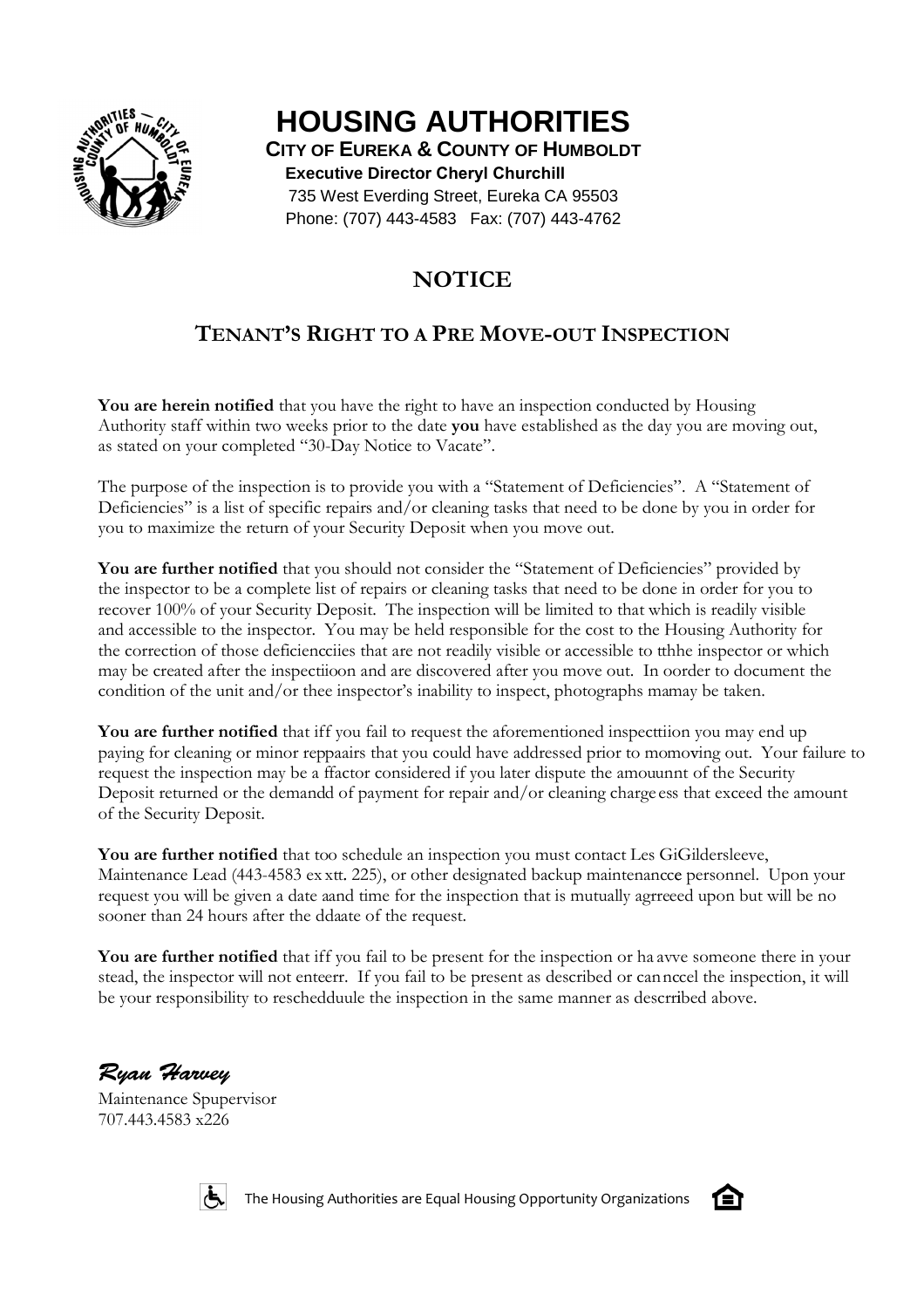# HOUSING AUTHORITIES

**CITY OF EUREKA & COUNTY OF HUMBOLDT**

**Executive Director Cheryl Churchill**

735 West Everding Street, Eureka CA 95503

Phone: (707) 443-4583 Fax: (707) 443-4762

## NOTICE

## TENANT'S RIGHT TO A PRE MOVE-OUT INSPECTION

**You are herein notified** that you have the right to have an inspection conducted by Housing Authority staff within two weeks prior to the date **you** have established as the day you are moving out, as stated on your completed "30-Day Notice to Vacate".

The purpose of the inspection is to provide you with a "Statement of Deficiencies". A "Statement of Deficiencies" is a list of specific repairs and/or cleaning tasks that need to be done by you in order for you to maximize the return of your Security Deposit when you move out.

**You are further notified** that you should not consider the "Statement of Deficiencies" provided by the inspector to be a complete list of repairs or cleaning tasks that need to be done in order for you to recover 100% of your Security Deposit. The inspection will be limited to that which is readily visible and accessible to the inspector. You may be held responsible for the cost to the Housing Authority for the correction of those deficiencciies that are not readily visible or accessible to tthhe inspector or which may be created after the inspectiioon and are discovered after you move out. In oorder to document the condition of the unit and/or thee inspector's inability to inspect, photographs mamay be taken.

**You are further notified** that iff you fail to request the aforementioned inspecttiion you may end up paying for cleaning or minor reppaairs that you could have addressed prior to momoving out. Your failure to request the inspection may be a ffactor considered if you later dispute the amouunnt of the Security Deposit returned or the demandd of payment for repair and/or cleaning charge ess that exceed the amount of the Security Deposit.

**You are further notified** that too schedule an inspection you must contact Les GiGildersleeve, Maintenance Lead (443-4583 ex xtt. 225), or other designated backup maintenancce personnel. Upon your request you will be given a date aand time for the inspection that is mutually agrreeed upon but will be no sooner than 24 hours after the ddaate of the request.

**You are further notified** that iff you fail to be present for the inspection or ha avve someone there in your stead, the inspector will not enteerr. If you fail to be present as described or can nccel the inspection, it will be your responsibility to reschedduule the inspection in the same manner as descrribed above.

*Ryan Harvey*

Maintenance Spupervisor
707.443.4583 x226

The Housing Authorities are Equal Housing Opportunity Organizations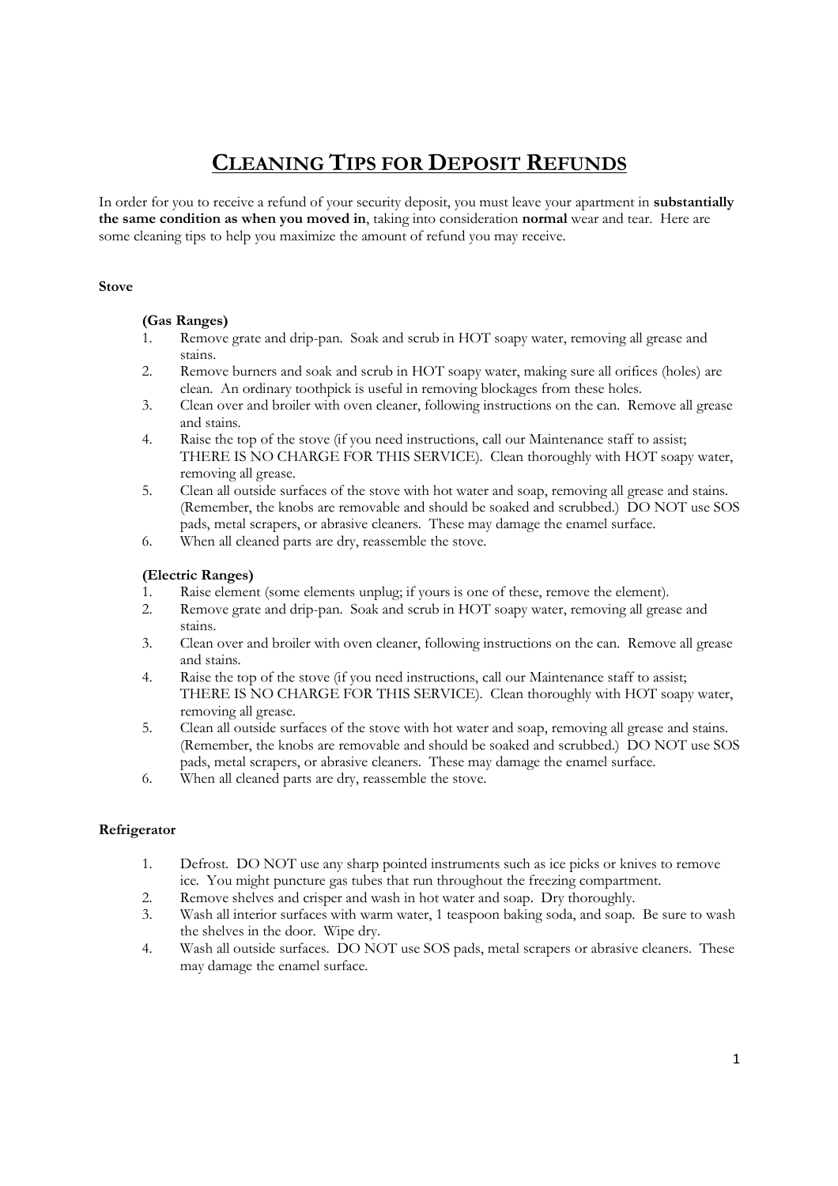# CLEANING TIPS FOR DEPOSIT REFUNDS

In order for you to receive a refund of your security deposit, you must leave your apartment in **substantially the same condition as when you moved in**, taking into consideration **normal** wear and tear. Here are some cleaning tips to help you maximize the amount of refund you may receive.

**Stove**

**(Gas Ranges)**

1. Remove grate and drip-pan. Soak and scrub in HOT soapy water, removing all grease and stains.
2. Remove burners and soak and scrub in HOT soapy water, making sure all orifices (holes) are clean. An ordinary toothpick is useful in removing blockages from these holes.
3. Clean over and broiler with oven cleaner, following instructions on the can. Remove all grease and stains.
4. Raise the top of the stove (if you need instructions, call our Maintenance staff to assist; THERE IS NO CHARGE FOR THIS SERVICE). Clean thoroughly with HOT soapy water, removing all grease.
5. Clean all outside surfaces of the stove with hot water and soap, removing all grease and stains. (Remember, the knobs are removable and should be soaked and scrubbed.) DO NOT use SOS pads, metal scrapers, or abrasive cleaners. These may damage the enamel surface.
6. When all cleaned parts are dry, reassemble the stove.

**(Electric Ranges)**

1. Raise element (some elements unplug; if yours is one of these, remove the element).
2. Remove grate and drip-pan. Soak and scrub in HOT soapy water, removing all grease and stains.
3. Clean over and broiler with oven cleaner, following instructions on the can. Remove all grease and stains.
4. Raise the top of the stove (if you need instructions, call our Maintenance staff to assist; THERE IS NO CHARGE FOR THIS SERVICE). Clean thoroughly with HOT soapy water, removing all grease.
5. Clean all outside surfaces of the stove with hot water and soap, removing all grease and stains. (Remember, the knobs are removable and should be soaked and scrubbed.) DO NOT use SOS pads, metal scrapers, or abrasive cleaners. These may damage the enamel surface.
6. When all cleaned parts are dry, reassemble the stove.

**Refrigerator**

1. Defrost. DO NOT use any sharp pointed instruments such as ice picks or knives to remove ice. You might puncture gas tubes that run throughout the freezing compartment.
2. Remove shelves and crisper and wash in hot water and soap. Dry thoroughly.
3. Wash all interior surfaces with warm water, 1 teaspoon baking soda, and soap. Be sure to wash the shelves in the door. Wipe dry.
4. Wash all outside surfaces. DO NOT use SOS pads, metal scrapers or abrasive cleaners. These may damage the enamel surface.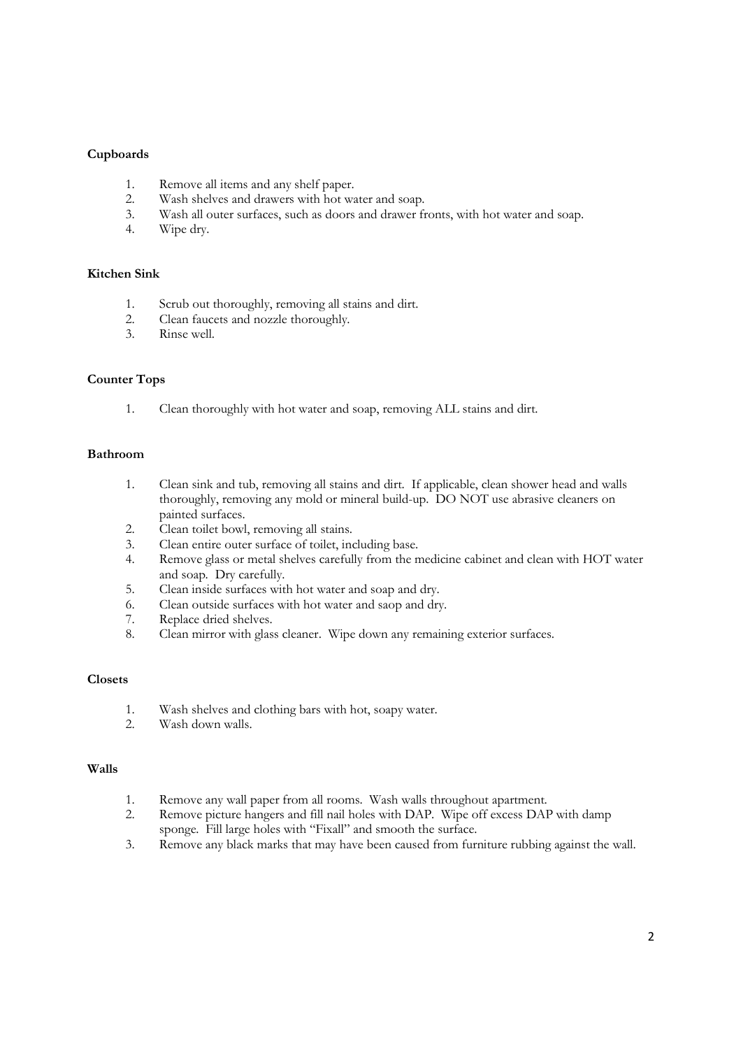**Cupboards**

1. Remove all items and any shelf paper.
2. Wash shelves and drawers with hot water and soap.
3. Wash all outer surfaces, such as doors and drawer fronts, with hot water and soap.
4. Wipe dry.

**Kitchen Sink**

1. Scrub out thoroughly, removing all stains and dirt.
2. Clean faucets and nozzle thoroughly.
3. Rinse well.

**Counter Tops**

1. Clean thoroughly with hot water and soap, removing ALL stains and dirt.

**Bathroom**

1. Clean sink and tub, removing all stains and dirt. If applicable, clean shower head and walls thoroughly, removing any mold or mineral build-up. DO NOT use abrasive cleaners on painted surfaces.
2. Clean toilet bowl, removing all stains.
3. Clean entire outer surface of toilet, including base.
4. Remove glass or metal shelves carefully from the medicine cabinet and clean with HOT water and soap. Dry carefully.
5. Clean inside surfaces with hot water and soap and dry.
6. Clean outside surfaces with hot water and saop and dry.
7. Replace dried shelves.
8. Clean mirror with glass cleaner. Wipe down any remaining exterior surfaces.

**Closets**

1. Wash shelves and clothing bars with hot, soapy water.
2. Wash down walls.

**Walls**

1. Remove any wall paper from all rooms. Wash walls throughout apartment.
2. Remove picture hangers and fill nail holes with DAP. Wipe off excess DAP with damp sponge. Fill large holes with "Fixall" and smooth the surface.
3. Remove any black marks that may have been caused from furniture rubbing against the wall.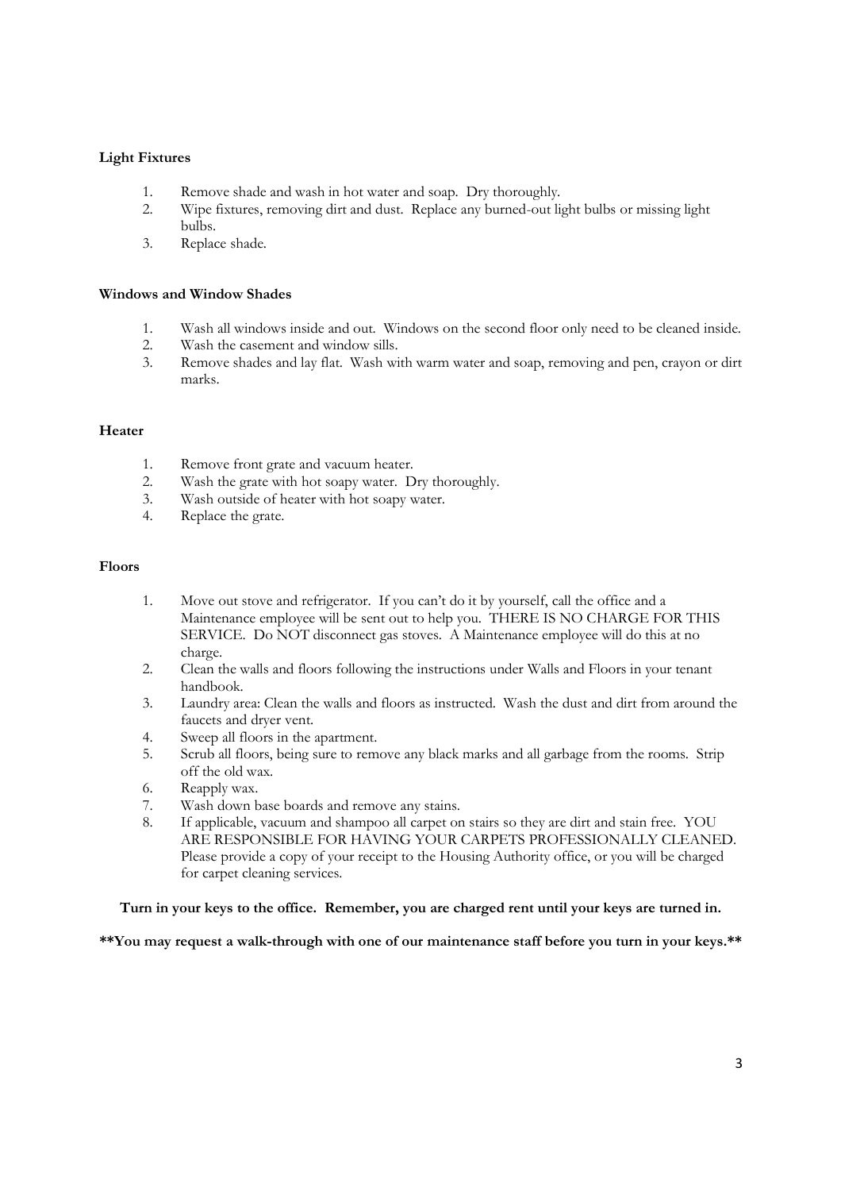**Light Fixtures**

1. Remove shade and wash in hot water and soap. Dry thoroughly.
2. Wipe fixtures, removing dirt and dust. Replace any burned-out light bulbs or missing light bulbs.
3. Replace shade.

**Windows and Window Shades**

1. Wash all windows inside and out. Windows on the second floor only need to be cleaned inside.
2. Wash the casement and window sills.
3. Remove shades and lay flat. Wash with warm water and soap, removing and pen, crayon or dirt marks.

**Heater**

1. Remove front grate and vacuum heater.
2. Wash the grate with hot soapy water. Dry thoroughly.
3. Wash outside of heater with hot soapy water.
4. Replace the grate.

**Floors**

1. Move out stove and refrigerator. If you can't do it by yourself, call the office and a Maintenance employee will be sent out to help you. THERE IS NO CHARGE FOR THIS SERVICE. Do NOT disconnect gas stoves. A Maintenance employee will do this at no charge.
2. Clean the walls and floors following the instructions under Walls and Floors in your tenant handbook.
3. Laundry area: Clean the walls and floors as instructed. Wash the dust and dirt from around the faucets and dryer vent.
4. Sweep all floors in the apartment.
5. Scrub all floors, being sure to remove any black marks and all garbage from the rooms. Strip off the old wax.
6. Reapply wax.
7. Wash down base boards and remove any stains.
8. If applicable, vacuum and shampoo all carpet on stairs so they are dirt and stain free. YOU ARE RESPONSIBLE FOR HAVING YOUR CARPETS PROFESSIONALLY CLEANED. Please provide a copy of your receipt to the Housing Authority office, or you will be charged for carpet cleaning services.

**Turn in your keys to the office. Remember, you are charged rent until your keys are turned in.**

****You may request a walk-through with one of our maintenance staff before you turn in your keys.****